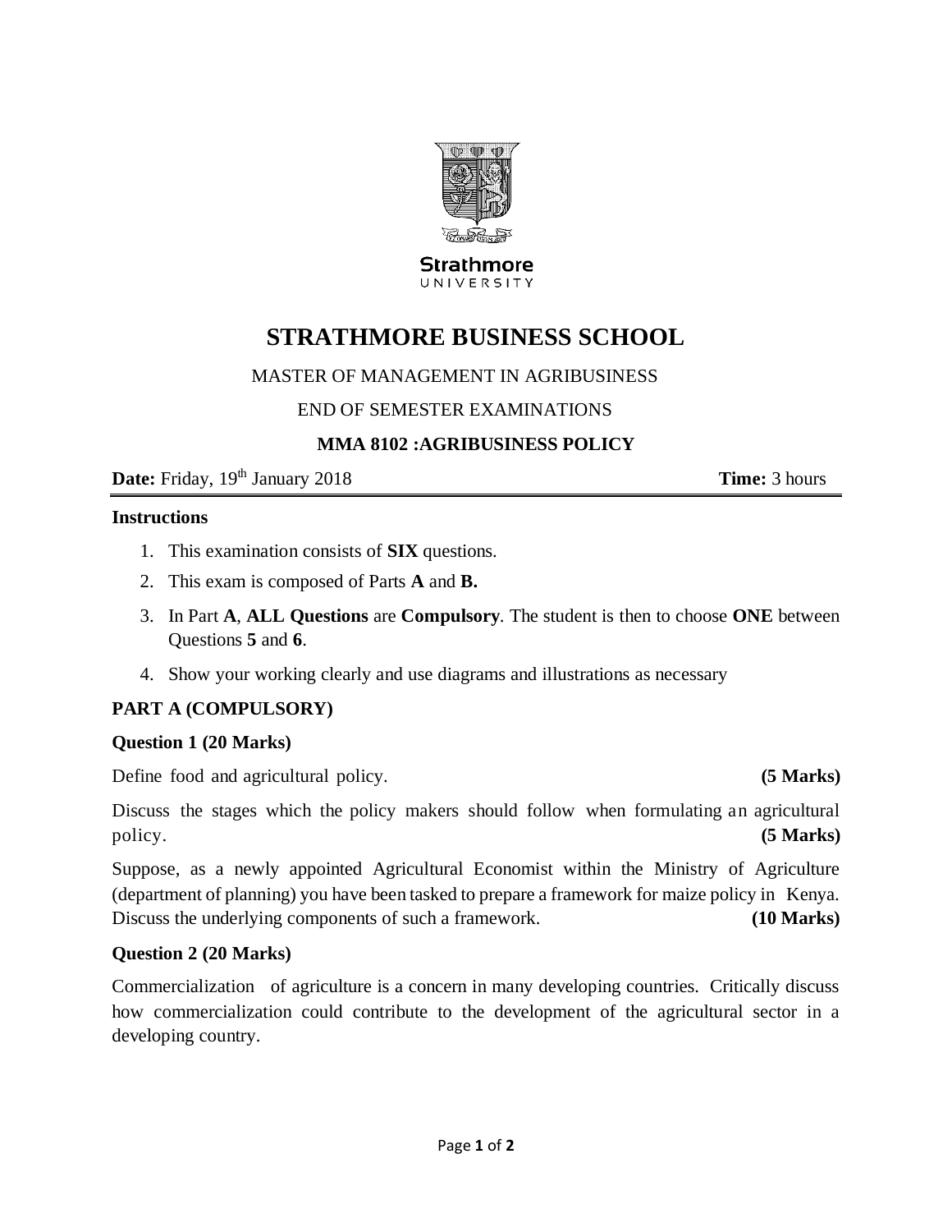Strathmore UNIVERSITY

# STRATHMORE BUSINESS SCHOOL

MASTER OF MANAGEMENT IN AGRIBUSINESS

END OF SEMESTER EXAMINATIONS

**MMA 8102 :AGRIBUSINESS POLICY**

**Date:** Friday, 19th January 2018 **Time:** 3 hours

**Instructions**

1. This examination consists of **SIX** questions.
2. This exam is composed of Parts **A** and **B.**
3. In Part **A**, **ALL Questions** are **Compulsory**. The student is then to choose **ONE** between Questions **5** and **6**.
4. Show your working clearly and use diagrams and illustrations as necessary

**PART A (COMPULSORY)**

**Question 1 (20 Marks)**

Define food and agricultural policy. **(5 Marks)**

Discuss the stages which the policy makers should follow when formulating an agricultural policy. **(5 Marks)**

Suppose, as a newly appointed Agricultural Economist within the Ministry of Agriculture (department of planning) you have been tasked to prepare a framework for maize policy in Kenya. Discuss the underlying components of such a framework. **(10 Marks)**

**Question 2 (20 Marks)**

Commercialization of agriculture is a concern in many developing countries. Critically discuss how commercialization could contribute to the development of the agricultural sector in a developing country.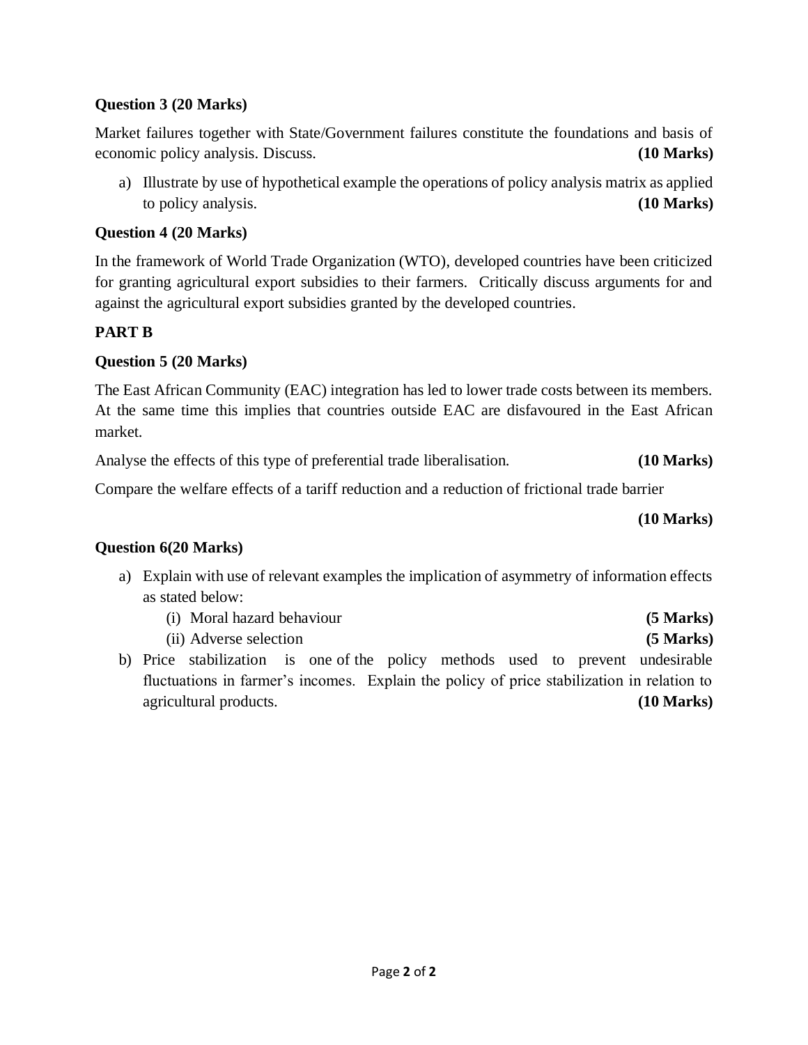**Question 3 (20 Marks)**

Market failures together with State/Government failures constitute the foundations and basis of economic policy analysis. Discuss. **(10 Marks)**

a) Illustrate by use of hypothetical example the operations of policy analysis matrix as applied to policy analysis. **(10 Marks)**

**Question 4 (20 Marks)**

In the framework of World Trade Organization (WTO), developed countries have been criticized for granting agricultural export subsidies to their farmers. Critically discuss arguments for and against the agricultural export subsidies granted by the developed countries.

**PART B**

**Question 5 (20 Marks)**

The East African Community (EAC) integration has led to lower trade costs between its members. At the same time this implies that countries outside EAC are disfavoured in the East African market.

Analyse the effects of this type of preferential trade liberalisation. **(10 Marks)**

Compare the welfare effects of a tariff reduction and a reduction of frictional trade barrier

**(10 Marks)**

**Question 6(20 Marks)**

a) Explain with use of relevant examples the implication of asymmetry of information effects as stated below:

   (i) Moral hazard behaviour **(5 Marks)**

   (ii) Adverse selection **(5 Marks)**

b) Price stabilization is one of the policy methods used to prevent undesirable fluctuations in farmer's incomes. Explain the policy of price stabilization in relation to agricultural products. **(10 Marks)**